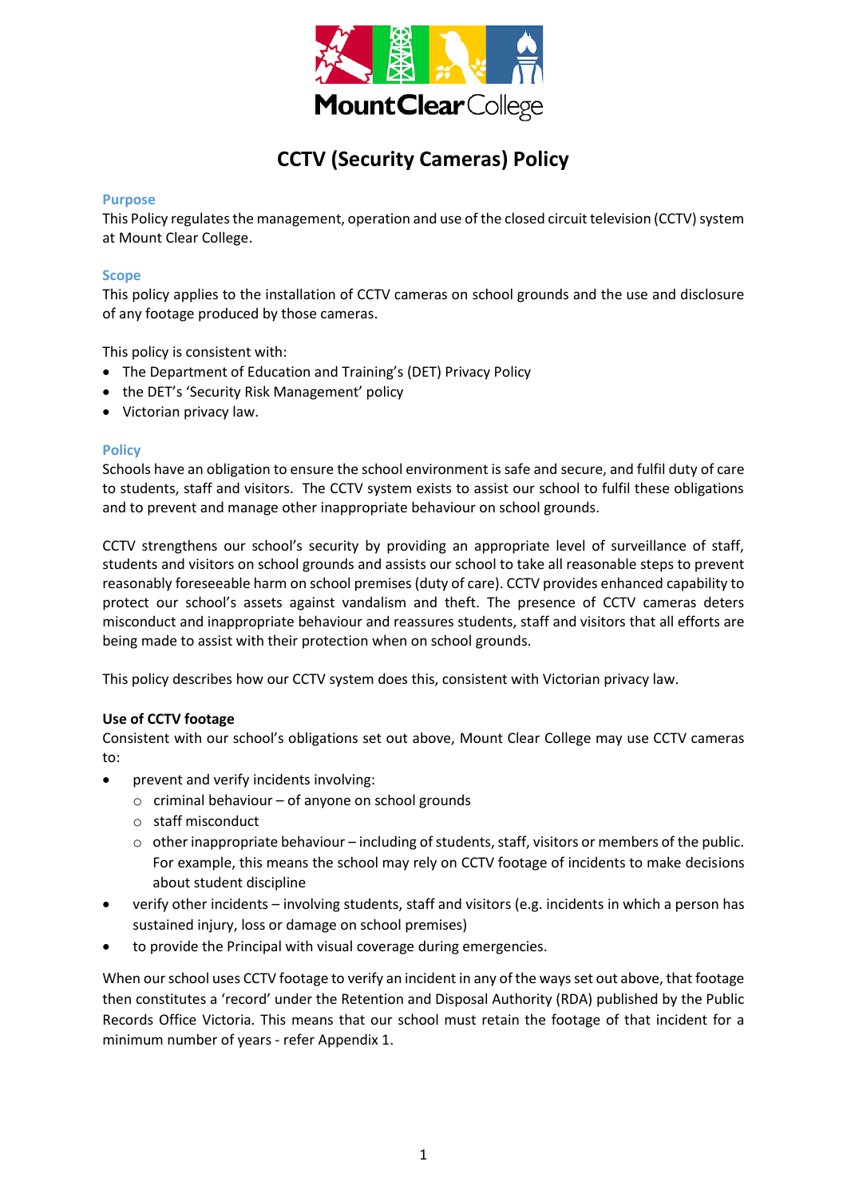# CCTV (Security Cameras) Policy

## Purpose

This Policy regulates the management, operation and use of the closed circuit television (CCTV) system at Mount Clear College.

## Scope

This policy applies to the installation of CCTV cameras on school grounds and the use and disclosure of any footage produced by those cameras.

This policy is consistent with:

- The Department of Education and Training's (DET) Privacy Policy
- the DET's 'Security Risk Management' policy
- Victorian privacy law.

## Policy

Schools have an obligation to ensure the school environment is safe and secure, and fulfil duty of care to students, staff and visitors. The CCTV system exists to assist our school to fulfil these obligations and to prevent and manage other inappropriate behaviour on school grounds.

CCTV strengthens our school's security by providing an appropriate level of surveillance of staff, students and visitors on school grounds and assists our school to take all reasonable steps to prevent reasonably foreseeable harm on school premises (duty of care). CCTV provides enhanced capability to protect our school's assets against vandalism and theft. The presence of CCTV cameras deters misconduct and inappropriate behaviour and reassures students, staff and visitors that all efforts are being made to assist with their protection when on school grounds.

This policy describes how our CCTV system does this, consistent with Victorian privacy law.

### Use of CCTV footage

Consistent with our school's obligations set out above, Mount Clear College may use CCTV cameras to:

- prevent and verify incidents involving:
  - criminal behaviour – of anyone on school grounds
  - staff misconduct
  - other inappropriate behaviour – including of students, staff, visitors or members of the public. For example, this means the school may rely on CCTV footage of incidents to make decisions about student discipline
- verify other incidents – involving students, staff and visitors (e.g. incidents in which a person has sustained injury, loss or damage on school premises)
- to provide the Principal with visual coverage during emergencies.

When our school uses CCTV footage to verify an incident in any of the ways set out above, that footage then constitutes a 'record' under the Retention and Disposal Authority (RDA) published by the Public Records Office Victoria. This means that our school must retain the footage of that incident for a minimum number of years - refer Appendix 1.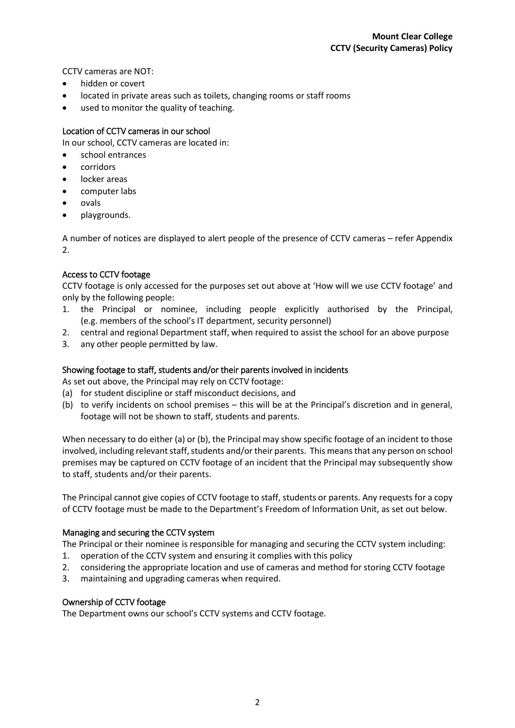CCTV cameras are NOT:

- hidden or covert
- located in private areas such as toilets, changing rooms or staff rooms
- used to monitor the quality of teaching.

### Location of CCTV cameras in our school

In our school, CCTV cameras are located in:

- school entrances
- corridors
- locker areas
- computer labs
- ovals
- playgrounds.

A number of notices are displayed to alert people of the presence of CCTV cameras – refer Appendix 2.

### Access to CCTV footage

CCTV footage is only accessed for the purposes set out above at 'How will we use CCTV footage' and only by the following people:

1. the Principal or nominee, including people explicitly authorised by the Principal, (e.g. members of the school's IT department, security personnel)
2. central and regional Department staff, when required to assist the school for an above purpose
3. any other people permitted by law.

### Showing footage to staff, students and/or their parents involved in incidents

As set out above, the Principal may rely on CCTV footage:

(a) for student discipline or staff misconduct decisions, and

(b) to verify incidents on school premises – this will be at the Principal's discretion and in general, footage will not be shown to staff, students and parents.

When necessary to do either (a) or (b), the Principal may show specific footage of an incident to those involved, including relevant staff, students and/or their parents. This means that any person on school premises may be captured on CCTV footage of an incident that the Principal may subsequently show to staff, students and/or their parents.

The Principal cannot give copies of CCTV footage to staff, students or parents. Any requests for a copy of CCTV footage must be made to the Department's Freedom of Information Unit, as set out below.

### Managing and securing the CCTV system

The Principal or their nominee is responsible for managing and securing the CCTV system including:

1. operation of the CCTV system and ensuring it complies with this policy
2. considering the appropriate location and use of cameras and method for storing CCTV footage
3. maintaining and upgrading cameras when required.

### Ownership of CCTV footage

The Department owns our school's CCTV systems and CCTV footage.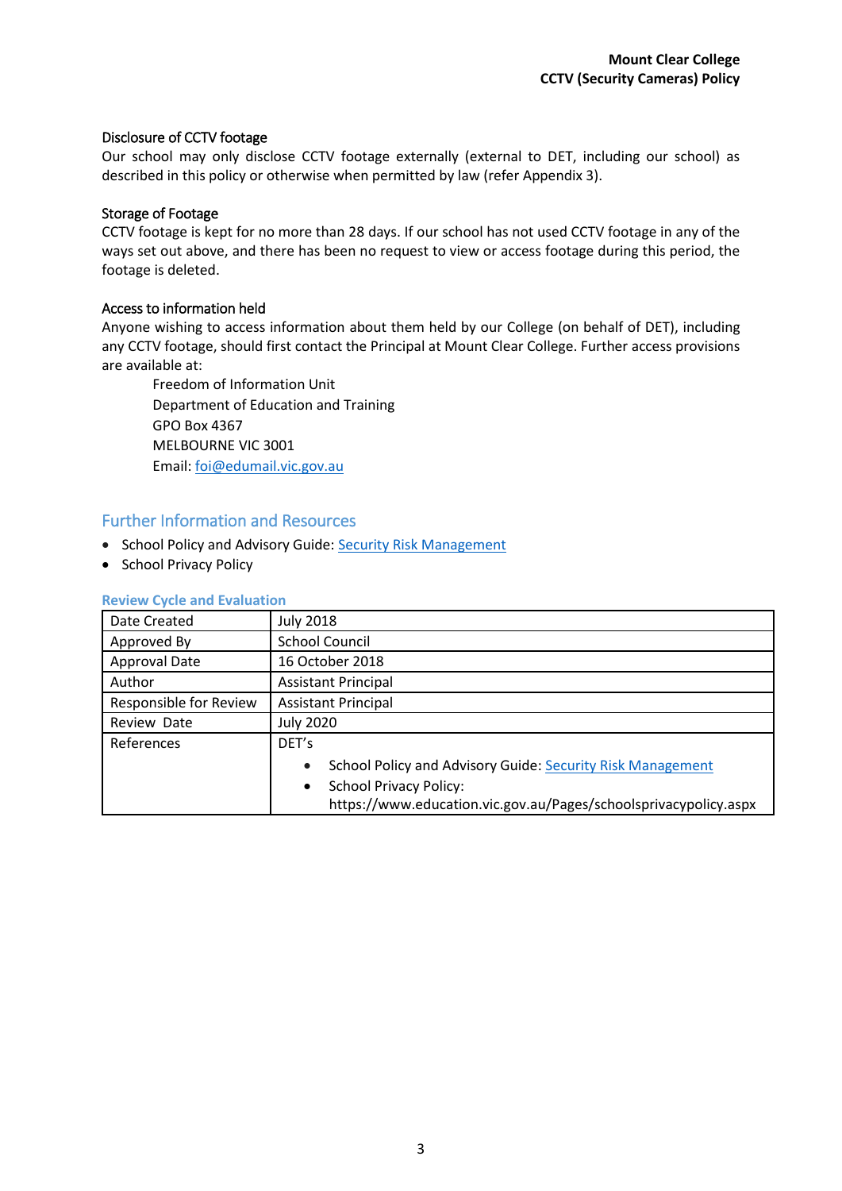### Disclosure of CCTV footage

Our school may only disclose CCTV footage externally (external to DET, including our school) as described in this policy or otherwise when permitted by law (refer Appendix 3).

### Storage of Footage

CCTV footage is kept for no more than 28 days. If our school has not used CCTV footage in any of the ways set out above, and there has been no request to view or access footage during this period, the footage is deleted.

### Access to information held

Anyone wishing to access information about them held by our College (on behalf of DET), including any CCTV footage, should first contact the Principal at Mount Clear College. Further access provisions are available at:

> Freedom of Information Unit
> Department of Education and Training
> GPO Box 4367
> MELBOURNE VIC 3001
> Email: foi@edumail.vic.gov.au

## Further Information and Resources

- School Policy and Advisory Guide: Security Risk Management
- School Privacy Policy

**Review Cycle and Evaluation**

| | |
|---|---|
| Date Created | July 2018 |
| Approved By | School Council |
| Approval Date | 16 October 2018 |
| Author | Assistant Principal |
| Responsible for Review | Assistant Principal |
| Review Date | July 2020 |
| References | DET's<br>• School Policy and Advisory Guide: Security Risk Management<br>• School Privacy Policy: https://www.education.vic.gov.au/Pages/schoolsprivacypolicy.aspx |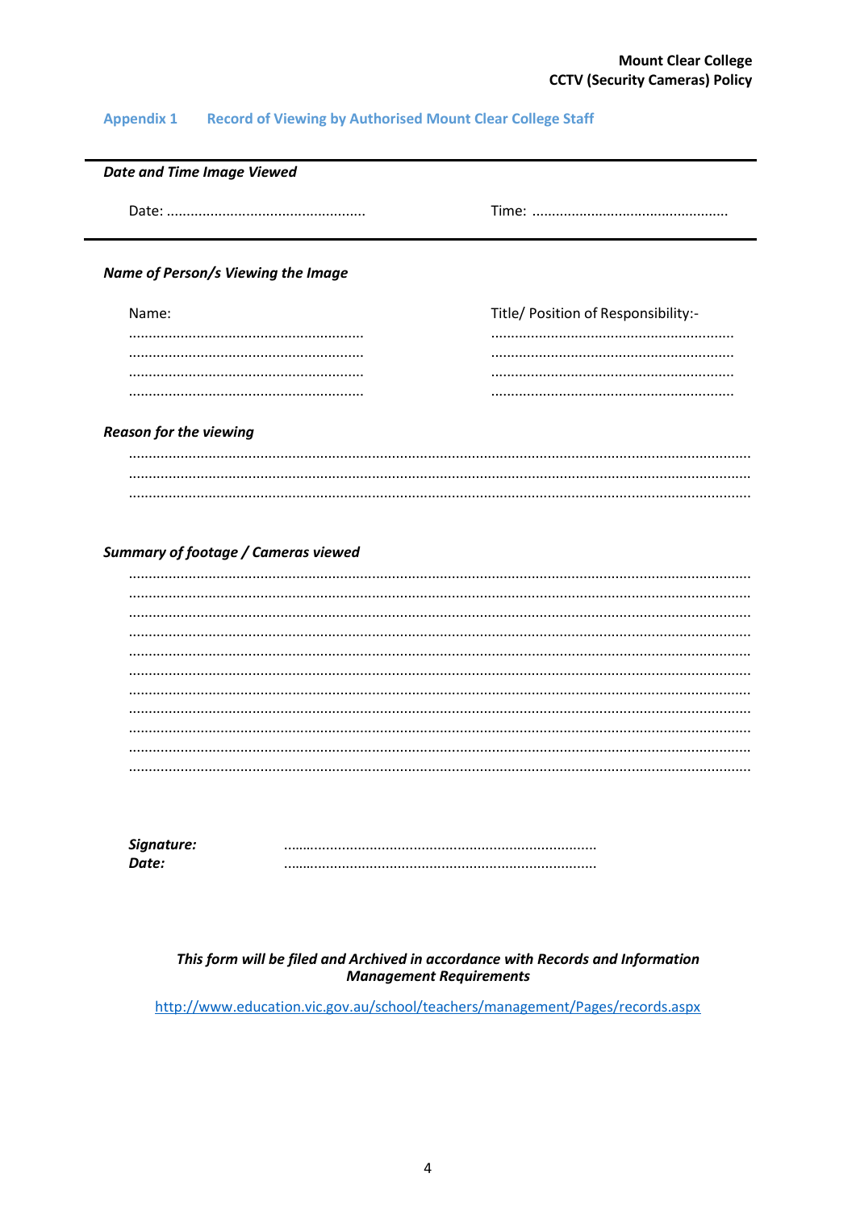## Appendix 1 Record of Viewing by Authorised Mount Clear College Staff

---

***Date and Time Image Viewed***

Date: .................................................... Time: ....................................................

---

***Name of Person/s Viewing the Image***

| Name: | Title/ Position of Responsibility:- |
|---|---|
| ............................................................ | ............................................................ |
| ............................................................ | ............................................................ |
| ............................................................ | ............................................................ |
| ............................................................ | ............................................................ |

***Reason for the viewing***

..........................................................................................................................................................

..........................................................................................................................................................

..........................................................................................................................................................

***Summary of footage / Cameras viewed***

..........................................................................................................................................................

..........................................................................................................................................................

..........................................................................................................................................................

..........................................................................................................................................................

..........................................................................................................................................................

..........................................................................................................................................................

..........................................................................................................................................................

..........................................................................................................................................................

..........................................................................................................................................................

..........................................................................................................................................................

..........................................................................................................................................................

***Signature:*** ..............................................................................

***Date:*** ..............................................................................

***This form will be filed and Archived in accordance with Records and Information Management Requirements***

http://www.education.vic.gov.au/school/teachers/management/Pages/records.aspx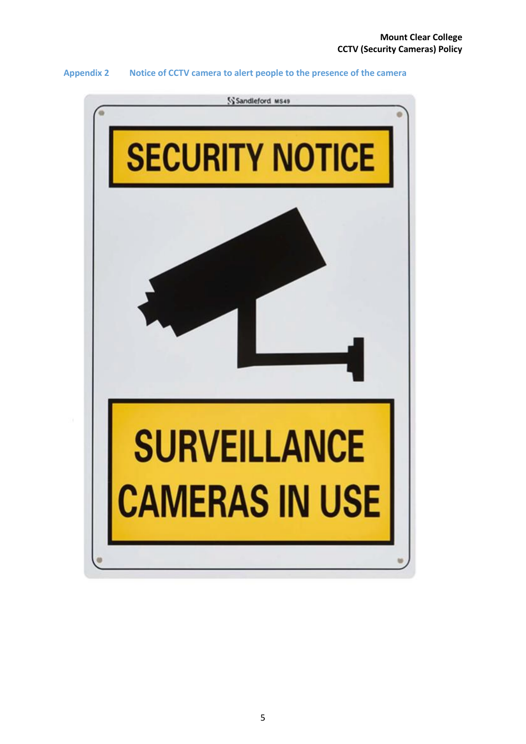## Appendix 2 Notice of CCTV camera to alert people to the presence of the camera

Sandleford MS49

SECURITY NOTICE

SURVEILLANCE CAMERAS IN USE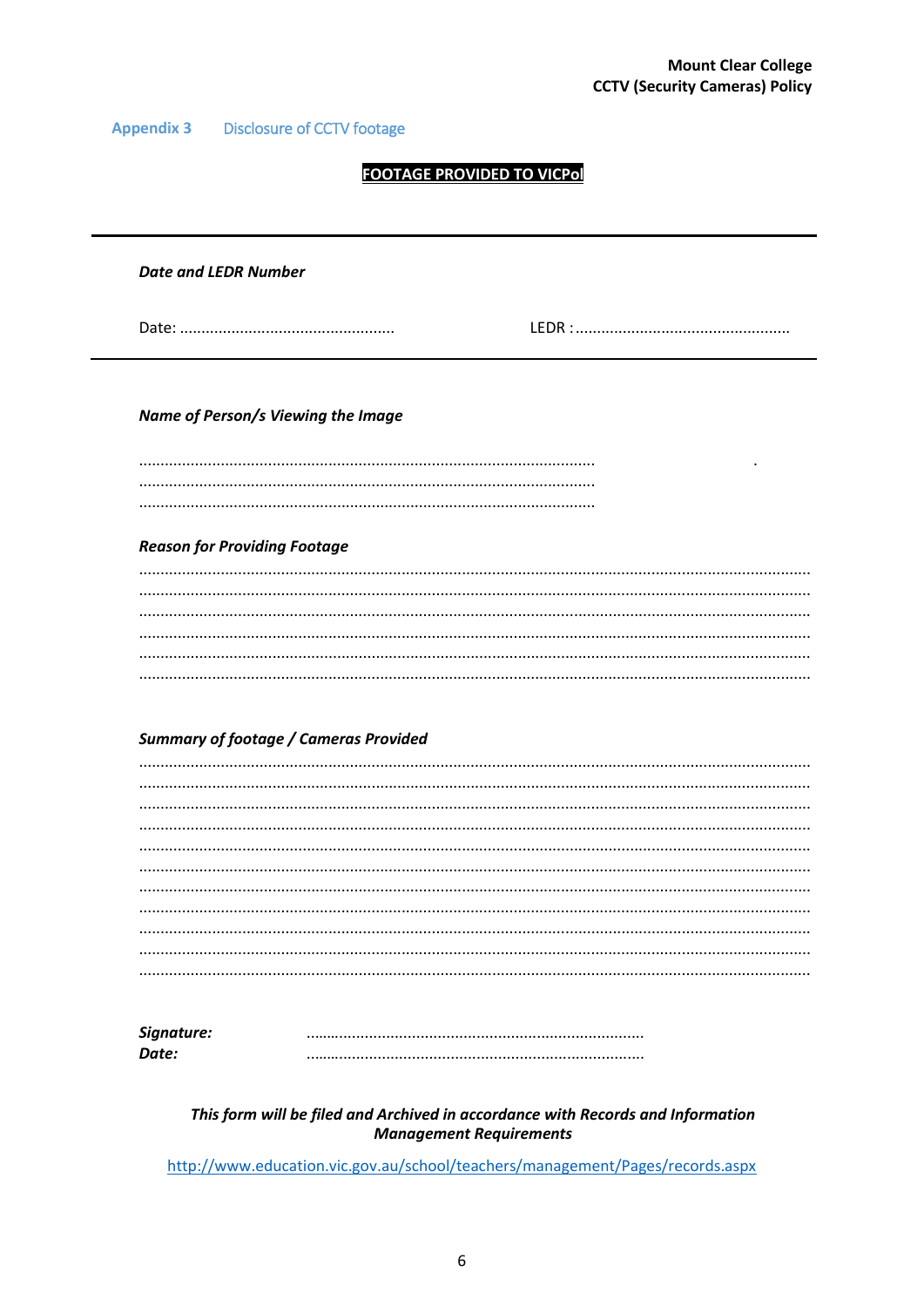Appendix 3 Disclosure of CCTV footage

**FOOTAGE PROVIDED TO VICPol**

---

***Date and LEDR Number***

Date: ..................................................  LEDR :..................................................

---

***Name of Person/s Viewing the Image***

.........................................................................................................

.........................................................................................................

.........................................................................................................

***Reason for Providing Footage***

......................................................................................................................................................

......................................................................................................................................................

......................................................................................................................................................

......................................................................................................................................................

......................................................................................................................................................

......................................................................................................................................................

***Summary of footage / Cameras Provided***

......................................................................................................................................................

......................................................................................................................................................

......................................................................................................................................................

......................................................................................................................................................

......................................................................................................................................................

......................................................................................................................................................

......................................................................................................................................................

......................................................................................................................................................

......................................................................................................................................................

......................................................................................................................................................

......................................................................................................................................................

***Signature:*** ..............................................................................

***Date:*** ..............................................................................

***This form will be filed and Archived in accordance with Records and Information Management Requirements***

http://www.education.vic.gov.au/school/teachers/management/Pages/records.aspx